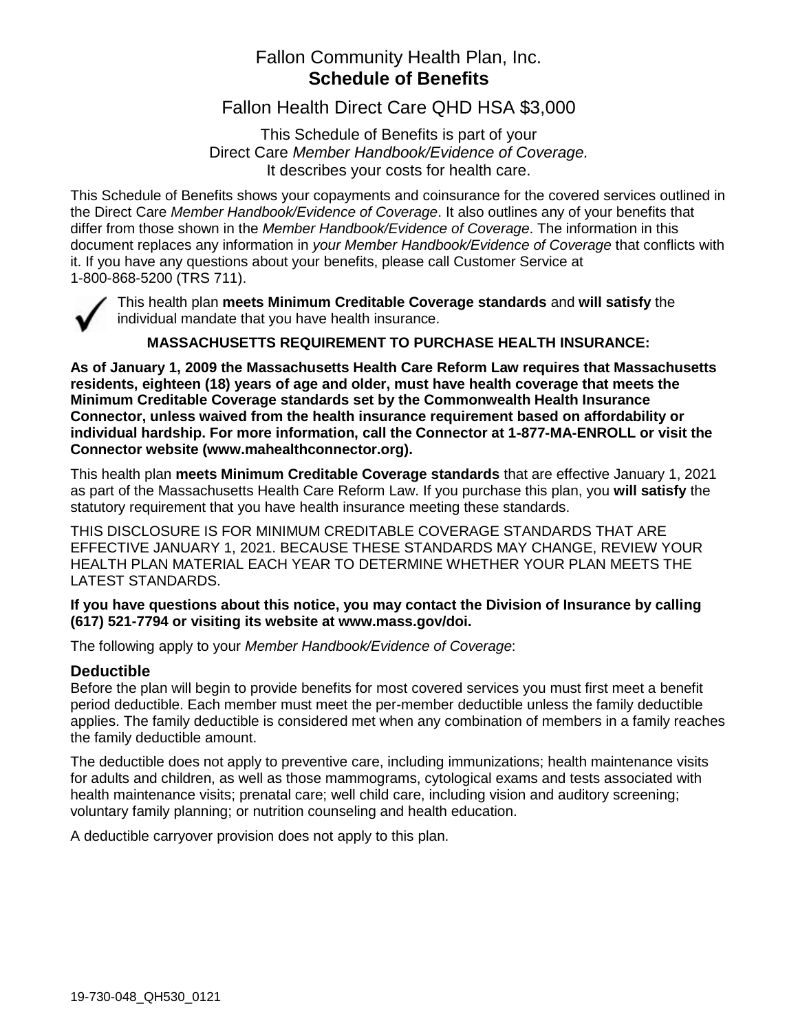# Fallon Community Health Plan, Inc.
## Schedule of Benefits

## Fallon Health Direct Care QHD HSA $3,000

This Schedule of Benefits is part of your
Direct Care *Member Handbook/Evidence of Coverage.*
It describes your costs for health care.

This Schedule of Benefits shows your copayments and coinsurance for the covered services outlined in the Direct Care *Member Handbook/Evidence of Coverage*. It also outlines any of your benefits that differ from those shown in the *Member Handbook/Evidence of Coverage*. The information in this document replaces any information in *your Member Handbook/Evidence of Coverage* that conflicts with it. If you have any questions about your benefits, please call Customer Service at 1-800-868-5200 (TRS 711).

✓ This health plan **meets Minimum Creditable Coverage standards** and **will satisfy** the individual mandate that you have health insurance.

**MASSACHUSETTS REQUIREMENT TO PURCHASE HEALTH INSURANCE:**

**As of January 1, 2009 the Massachusetts Health Care Reform Law requires that Massachusetts residents, eighteen (18) years of age and older, must have health coverage that meets the Minimum Creditable Coverage standards set by the Commonwealth Health Insurance Connector, unless waived from the health insurance requirement based on affordability or individual hardship. For more information, call the Connector at 1-877-MA-ENROLL or visit the Connector website (www.mahealthconnector.org).**

This health plan **meets Minimum Creditable Coverage standards** that are effective January 1, 2021 as part of the Massachusetts Health Care Reform Law. If you purchase this plan, you **will satisfy** the statutory requirement that you have health insurance meeting these standards.

THIS DISCLOSURE IS FOR MINIMUM CREDITABLE COVERAGE STANDARDS THAT ARE EFFECTIVE JANUARY 1, 2021. BECAUSE THESE STANDARDS MAY CHANGE, REVIEW YOUR HEALTH PLAN MATERIAL EACH YEAR TO DETERMINE WHETHER YOUR PLAN MEETS THE LATEST STANDARDS.

**If you have questions about this notice, you may contact the Division of Insurance by calling (617) 521-7794 or visiting its website at www.mass.gov/doi.**

The following apply to your *Member Handbook/Evidence of Coverage*:

### Deductible

Before the plan will begin to provide benefits for most covered services you must first meet a benefit period deductible. Each member must meet the per-member deductible unless the family deductible applies. The family deductible is considered met when any combination of members in a family reaches the family deductible amount.

The deductible does not apply to preventive care, including immunizations; health maintenance visits for adults and children, as well as those mammograms, cytological exams and tests associated with health maintenance visits; prenatal care; well child care, including vision and auditory screening; voluntary family planning; or nutrition counseling and health education.

A deductible carryover provision does not apply to this plan.

19-730-048_QH530_0121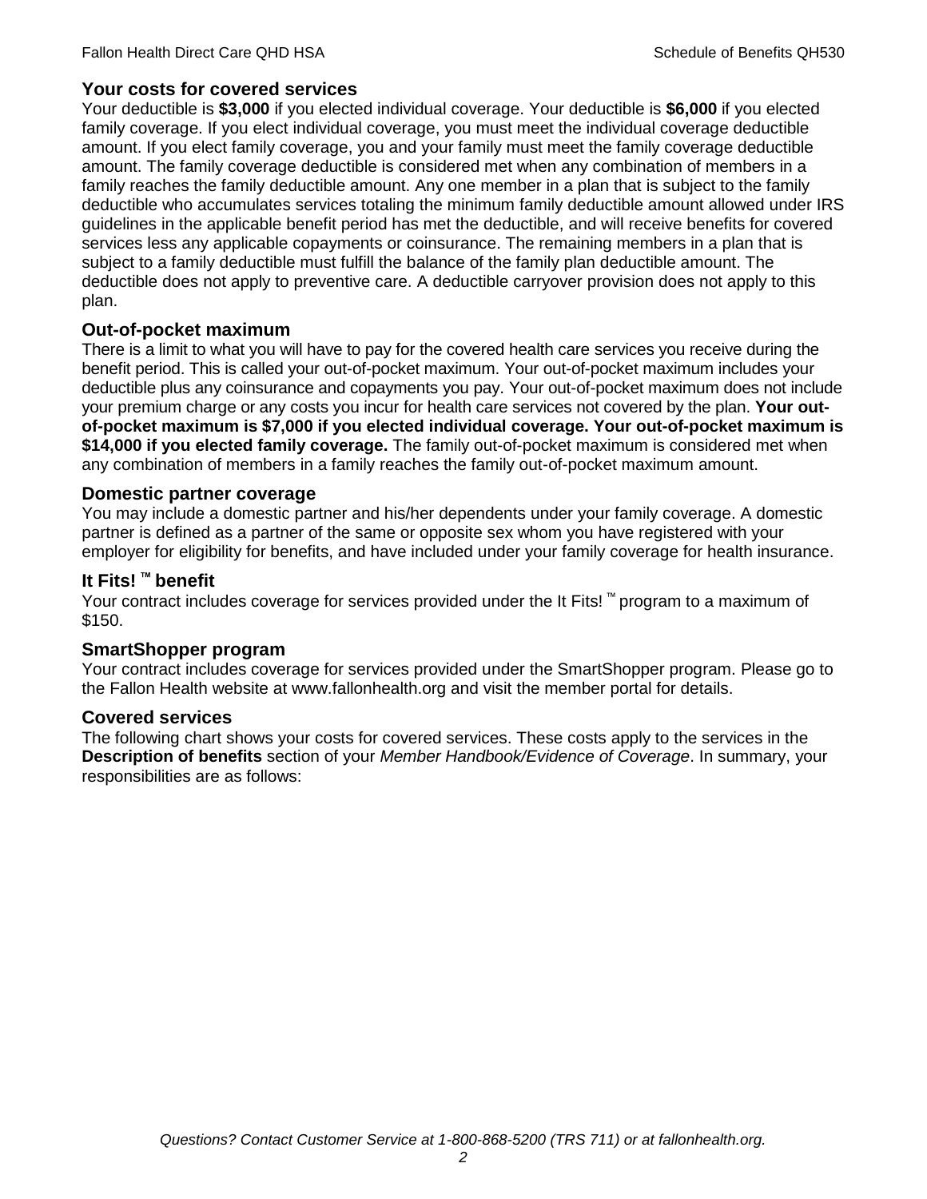## Your costs for covered services

Your deductible is **$3,000** if you elected individual coverage. Your deductible is **$6,000** if you elected family coverage. If you elect individual coverage, you must meet the individual coverage deductible amount. If you elect family coverage, you and your family must meet the family coverage deductible amount. The family coverage deductible is considered met when any combination of members in a family reaches the family deductible amount. Any one member in a plan that is subject to the family deductible who accumulates services totaling the minimum family deductible amount allowed under IRS guidelines in the applicable benefit period has met the deductible, and will receive benefits for covered services less any applicable copayments or coinsurance. The remaining members in a plan that is subject to a family deductible must fulfill the balance of the family plan deductible amount. The deductible does not apply to preventive care. A deductible carryover provision does not apply to this plan.

## Out-of-pocket maximum

There is a limit to what you will have to pay for the covered health care services you receive during the benefit period. This is called your out-of-pocket maximum. Your out-of-pocket maximum includes your deductible plus any coinsurance and copayments you pay. Your out-of-pocket maximum does not include your premium charge or any costs you incur for health care services not covered by the plan. **Your out-of-pocket maximum is $7,000 if you elected individual coverage. Your out-of-pocket maximum is $14,000 if you elected family coverage.** The family out-of-pocket maximum is considered met when any combination of members in a family reaches the family out-of-pocket maximum amount.

## Domestic partner coverage

You may include a domestic partner and his/her dependents under your family coverage. A domestic partner is defined as a partner of the same or opposite sex whom you have registered with your employer for eligibility for benefits, and have included under your family coverage for health insurance.

## It Fits! ™ benefit

Your contract includes coverage for services provided under the It Fits! ™ program to a maximum of $150.

## SmartShopper program

Your contract includes coverage for services provided under the SmartShopper program. Please go to the Fallon Health website at www.fallonhealth.org and visit the member portal for details.

## Covered services

The following chart shows your costs for covered services. These costs apply to the services in the **Description of benefits** section of your *Member Handbook/Evidence of Coverage*. In summary, your responsibilities are as follows: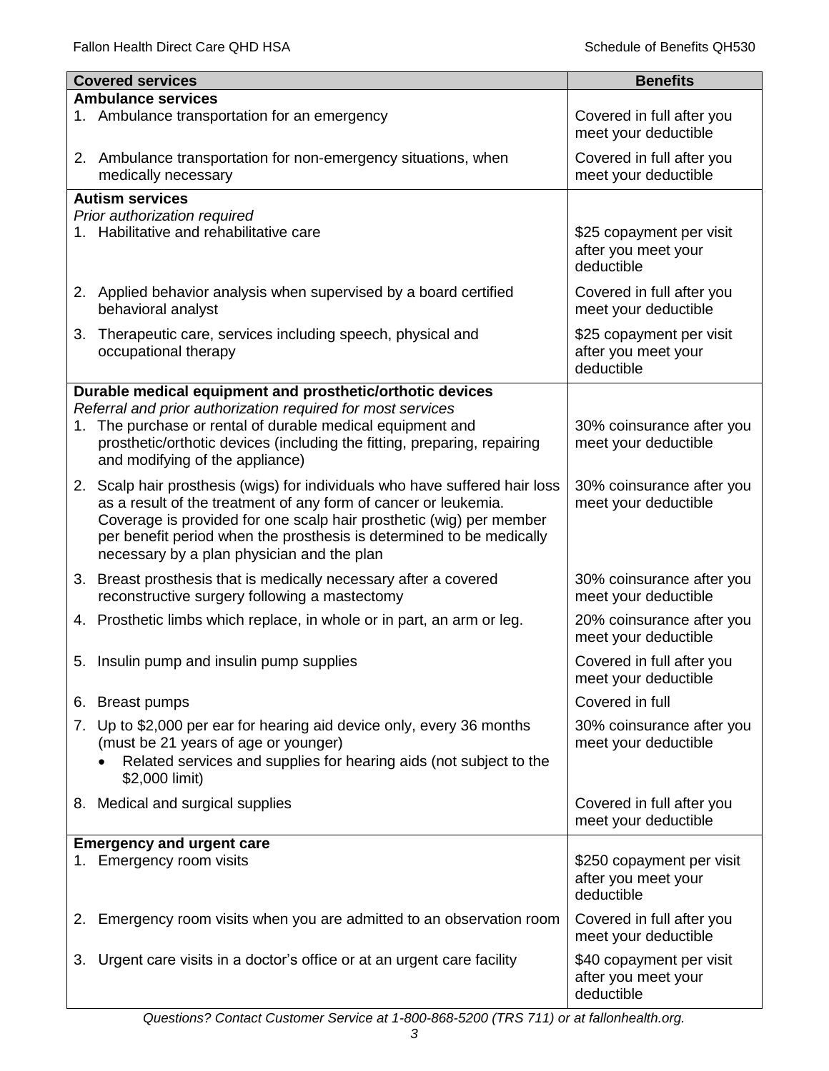| Covered services | Benefits |
|---|---|
| **Ambulance services** | |
| 1. Ambulance transportation for an emergency | Covered in full after you meet your deductible |
| 2. Ambulance transportation for non-emergency situations, when medically necessary | Covered in full after you meet your deductible |
| **Autism services**<br>*Prior authorization required* | |
| 1. Habilitative and rehabilitative care | $25 copayment per visit after you meet your deductible |
| 2. Applied behavior analysis when supervised by a board certified behavioral analyst | Covered in full after you meet your deductible |
| 3. Therapeutic care, services including speech, physical and occupational therapy | $25 copayment per visit after you meet your deductible |
| **Durable medical equipment and prosthetic/orthotic devices**<br>*Referral and prior authorization required for most services* | |
| 1. The purchase or rental of durable medical equipment and prosthetic/orthotic devices (including the fitting, preparing, repairing and modifying of the appliance) | 30% coinsurance after you meet your deductible |
| 2. Scalp hair prosthesis (wigs) for individuals who have suffered hair loss as a result of the treatment of any form of cancer or leukemia. Coverage is provided for one scalp hair prosthetic (wig) per member per benefit period when the prosthesis is determined to be medically necessary by a plan physician and the plan | 30% coinsurance after you meet your deductible |
| 3. Breast prosthesis that is medically necessary after a covered reconstructive surgery following a mastectomy | 30% coinsurance after you meet your deductible |
| 4. Prosthetic limbs which replace, in whole or in part, an arm or leg. | 20% coinsurance after you meet your deductible |
| 5. Insulin pump and insulin pump supplies | Covered in full after you meet your deductible |
| 6. Breast pumps | Covered in full |
| 7. Up to $2,000 per ear for hearing aid device only, every 36 months (must be 21 years of age or younger)<br>• Related services and supplies for hearing aids (not subject to the $2,000 limit) | 30% coinsurance after you meet your deductible |
| 8. Medical and surgical supplies | Covered in full after you meet your deductible |
| **Emergency and urgent care** | |
| 1. Emergency room visits | $250 copayment per visit after you meet your deductible |
| 2. Emergency room visits when you are admitted to an observation room | Covered in full after you meet your deductible |
| 3. Urgent care visits in a doctor's office or at an urgent care facility | $40 copayment per visit after you meet your deductible |

*Questions? Contact Customer Service at 1-800-868-5200 (TRS 711) or at fallonhealth.org.*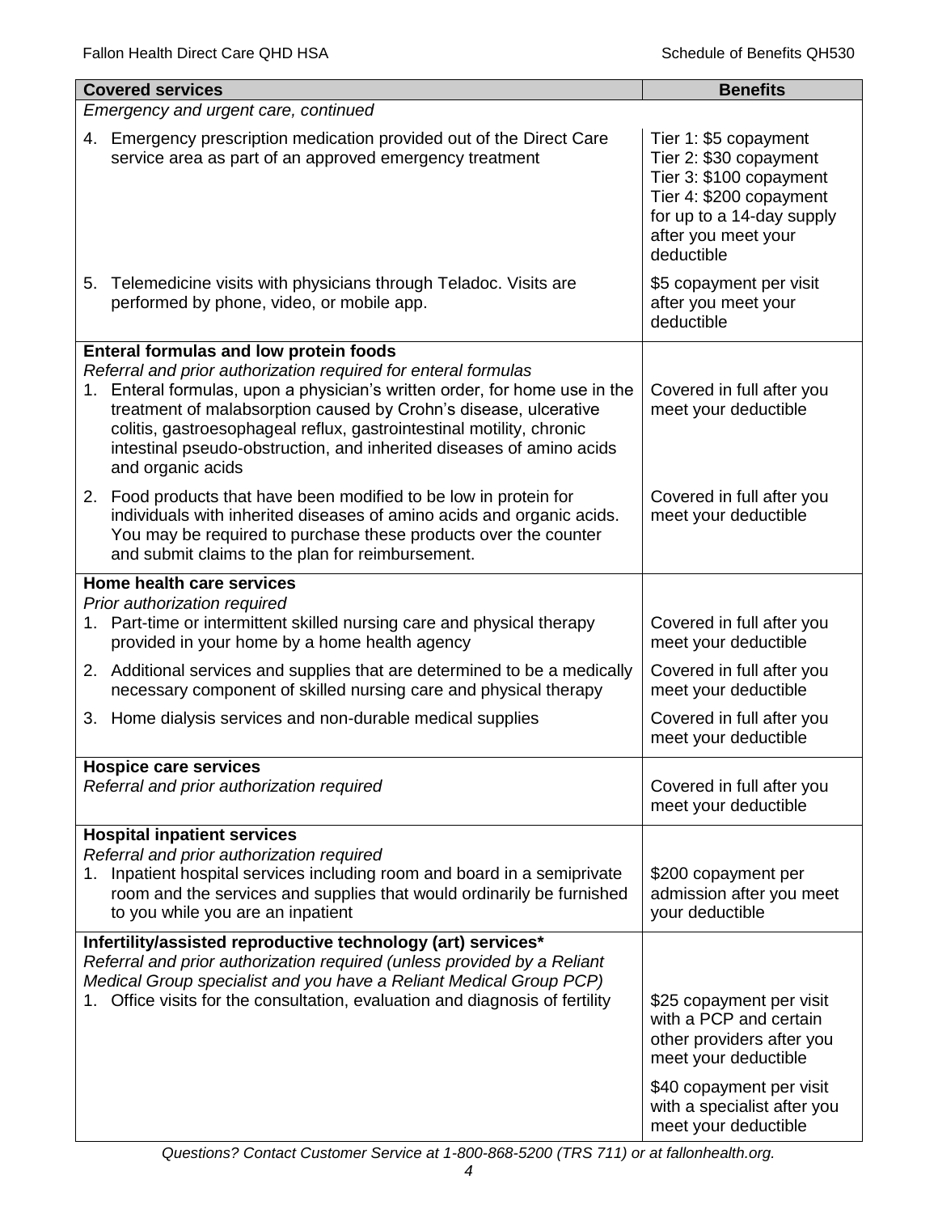| Covered services | Benefits |
|---|---|
| *Emergency and urgent care, continued* | |
| 4. Emergency prescription medication provided out of the Direct Care service area as part of an approved emergency treatment | Tier 1: $5 copayment<br>Tier 2: $30 copayment<br>Tier 3: $100 copayment<br>Tier 4: $200 copayment<br>for up to a 14-day supply after you meet your deductible |
| 5. Telemedicine visits with physicians through Teladoc. Visits are performed by phone, video, or mobile app. | $5 copayment per visit after you meet your deductible |
| **Enteral formulas and low protein foods**<br>*Referral and prior authorization required for enteral formulas*<br>1. Enteral formulas, upon a physician's written order, for home use in the treatment of malabsorption caused by Crohn's disease, ulcerative colitis, gastroesophageal reflux, gastrointestinal motility, chronic intestinal pseudo-obstruction, and inherited diseases of amino acids and organic acids | Covered in full after you meet your deductible |
| 2. Food products that have been modified to be low in protein for individuals with inherited diseases of amino acids and organic acids. You may be required to purchase these products over the counter and submit claims to the plan for reimbursement. | Covered in full after you meet your deductible |
| **Home health care services**<br>*Prior authorization required*<br>1. Part-time or intermittent skilled nursing care and physical therapy provided in your home by a home health agency | Covered in full after you meet your deductible |
| 2. Additional services and supplies that are determined to be a medically necessary component of skilled nursing care and physical therapy | Covered in full after you meet your deductible |
| 3. Home dialysis services and non-durable medical supplies | Covered in full after you meet your deductible |
| **Hospice care services**<br>*Referral and prior authorization required* | Covered in full after you meet your deductible |
| **Hospital inpatient services**<br>*Referral and prior authorization required*<br>1. Inpatient hospital services including room and board in a semiprivate room and the services and supplies that would ordinarily be furnished to you while you are an inpatient | $200 copayment per admission after you meet your deductible |
| **Infertility/assisted reproductive technology (art) services***<br>*Referral and prior authorization required (unless provided by a Reliant Medical Group specialist and you have a Reliant Medical Group PCP)*<br>1. Office visits for the consultation, evaluation and diagnosis of fertility | $25 copayment per visit with a PCP and certain other providers after you meet your deductible<br><br>$40 copayment per visit with a specialist after you meet your deductible |

*Questions? Contact Customer Service at 1-800-868-5200 (TRS 711) or at fallonhealth.org.*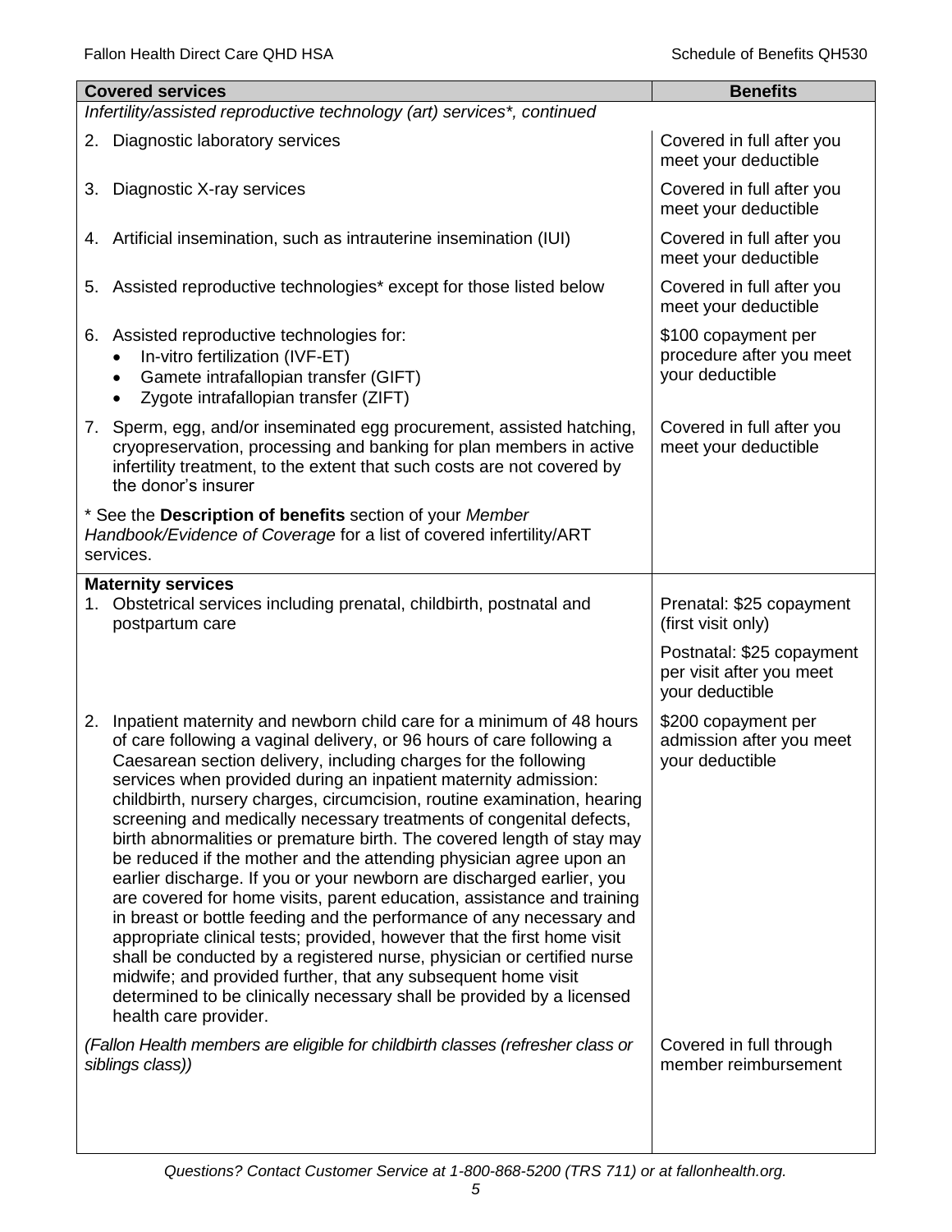| Covered services | Benefits |
|---|---|
| *Infertility/assisted reproductive technology (art) services\*, continued* | |
| 2. Diagnostic laboratory services | Covered in full after you meet your deductible |
| 3. Diagnostic X-ray services | Covered in full after you meet your deductible |
| 4. Artificial insemination, such as intrauterine insemination (IUI) | Covered in full after you meet your deductible |
| 5. Assisted reproductive technologies* except for those listed below | Covered in full after you meet your deductible |
| 6. Assisted reproductive technologies for:<br>• In-vitro fertilization (IVF-ET)<br>• Gamete intrafallopian transfer (GIFT)<br>• Zygote intrafallopian transfer (ZIFT) | $100 copayment per procedure after you meet your deductible |
| 7. Sperm, egg, and/or inseminated egg procurement, assisted hatching, cryopreservation, processing and banking for plan members in active infertility treatment, to the extent that such costs are not covered by the donor's insurer | Covered in full after you meet your deductible |
| * See the **Description of benefits** section of your *Member Handbook/Evidence of Coverage* for a list of covered infertility/ART services. | |
| **Maternity services**<br>1. Obstetrical services including prenatal, childbirth, postnatal and postpartum care | Prenatal: $25 copayment (first visit only)<br><br>Postnatal: $25 copayment per visit after you meet your deductible |
| 2. Inpatient maternity and newborn child care for a minimum of 48 hours of care following a vaginal delivery, or 96 hours of care following a Caesarean section delivery, including charges for the following services when provided during an inpatient maternity admission: childbirth, nursery charges, circumcision, routine examination, hearing screening and medically necessary treatments of congenital defects, birth abnormalities or premature birth. The covered length of stay may be reduced if the mother and the attending physician agree upon an earlier discharge. If you or your newborn are discharged earlier, you are covered for home visits, parent education, assistance and training in breast or bottle feeding and the performance of any necessary and appropriate clinical tests; provided, however that the first home visit shall be conducted by a registered nurse, physician or certified nurse midwife; and provided further, that any subsequent home visit determined to be clinically necessary shall be provided by a licensed health care provider. | $200 copayment per admission after you meet your deductible |
| *(Fallon Health members are eligible for childbirth classes (refresher class or siblings class))* | Covered in full through member reimbursement |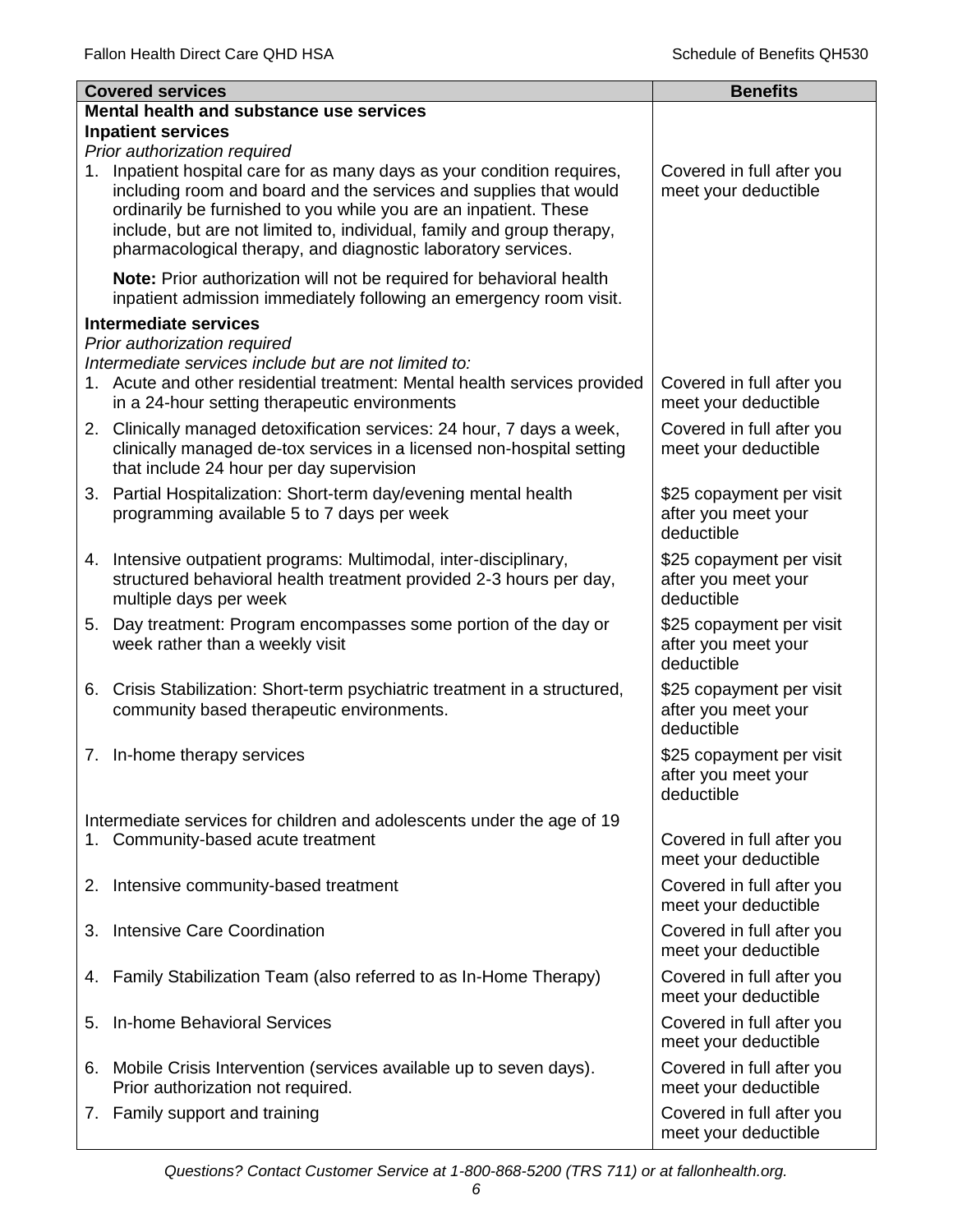| Covered services | Benefits |
|---|---|
| **Mental health and substance use services** | |
| **Inpatient services** | |
| *Prior authorization required* | |
| 1. Inpatient hospital care for as many days as your condition requires, including room and board and the services and supplies that would ordinarily be furnished to you while you are an inpatient. These include, but are not limited to, individual, family and group therapy, pharmacological therapy, and diagnostic laboratory services. | Covered in full after you meet your deductible |
| **Note:** Prior authorization will not be required for behavioral health inpatient admission immediately following an emergency room visit. | |
| **Intermediate services** | |
| *Prior authorization required* | |
| *Intermediate services include but are not limited to:* | |
| 1. Acute and other residential treatment: Mental health services provided in a 24-hour setting therapeutic environments | Covered in full after you meet your deductible |
| 2. Clinically managed detoxification services: 24 hour, 7 days a week, clinically managed de-tox services in a licensed non-hospital setting that include 24 hour per day supervision | Covered in full after you meet your deductible |
| 3. Partial Hospitalization: Short-term day/evening mental health programming available 5 to 7 days per week | $25 copayment per visit after you meet your deductible |
| 4. Intensive outpatient programs: Multimodal, inter-disciplinary, structured behavioral health treatment provided 2-3 hours per day, multiple days per week | $25 copayment per visit after you meet your deductible |
| 5. Day treatment: Program encompasses some portion of the day or week rather than a weekly visit | $25 copayment per visit after you meet your deductible |
| 6. Crisis Stabilization: Short-term psychiatric treatment in a structured, community based therapeutic environments. | $25 copayment per visit after you meet your deductible |
| 7. In-home therapy services | $25 copayment per visit after you meet your deductible |
| Intermediate services for children and adolescents under the age of 19 | |
| 1. Community-based acute treatment | Covered in full after you meet your deductible |
| 2. Intensive community-based treatment | Covered in full after you meet your deductible |
| 3. Intensive Care Coordination | Covered in full after you meet your deductible |
| 4. Family Stabilization Team (also referred to as In-Home Therapy) | Covered in full after you meet your deductible |
| 5. In-home Behavioral Services | Covered in full after you meet your deductible |
| 6. Mobile Crisis Intervention (services available up to seven days). Prior authorization not required. | Covered in full after you meet your deductible |
| 7. Family support and training | Covered in full after you meet your deductible |

*Questions? Contact Customer Service at 1-800-868-5200 (TRS 711) or at fallonhealth.org.*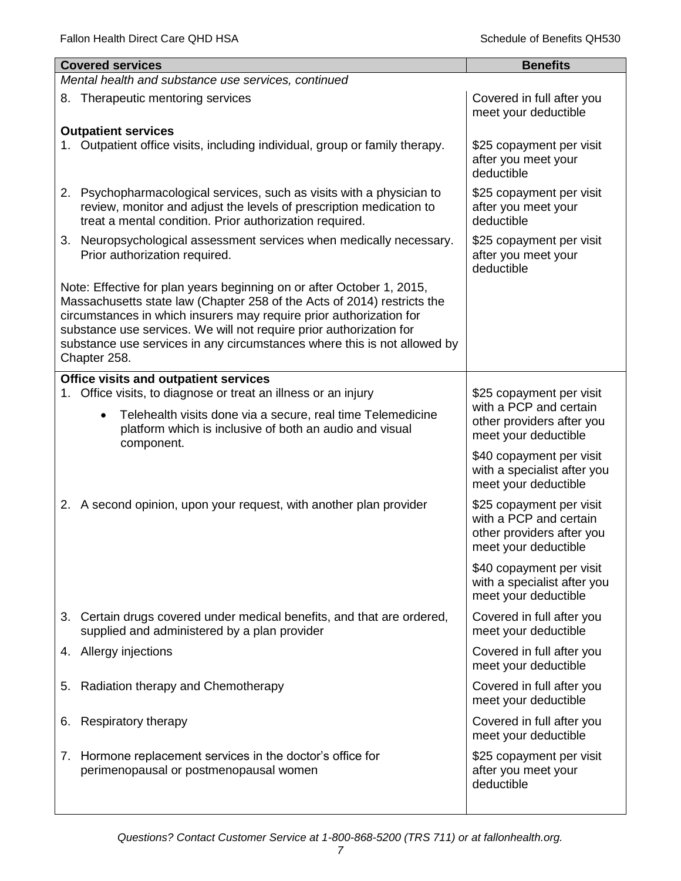| Covered services | Benefits |
|---|---|
| *Mental health and substance use services, continued* | |
| 8. Therapeutic mentoring services | Covered in full after you meet your deductible |
| **Outpatient services** | |
| 1. Outpatient office visits, including individual, group or family therapy. | $25 copayment per visit after you meet your deductible |
| 2. Psychopharmacological services, such as visits with a physician to review, monitor and adjust the levels of prescription medication to treat a mental condition. Prior authorization required. | $25 copayment per visit after you meet your deductible |
| 3. Neuropsychological assessment services when medically necessary. Prior authorization required. | $25 copayment per visit after you meet your deductible |
| Note: Effective for plan years beginning on or after October 1, 2015, Massachusetts state law (Chapter 258 of the Acts of 2014) restricts the circumstances in which insurers may require prior authorization for substance use services. We will not require prior authorization for substance use services in any circumstances where this is not allowed by Chapter 258. | |
| **Office visits and outpatient services** | |
| 1. Office visits, to diagnose or treat an illness or an injury<br>• Telehealth visits done via a secure, real time Telemedicine platform which is inclusive of both an audio and visual component. | $25 copayment per visit with a PCP and certain other providers after you meet your deductible<br><br>$40 copayment per visit with a specialist after you meet your deductible |
| 2. A second opinion, upon your request, with another plan provider | $25 copayment per visit with a PCP and certain other providers after you meet your deductible<br><br>$40 copayment per visit with a specialist after you meet your deductible |
| 3. Certain drugs covered under medical benefits, and that are ordered, supplied and administered by a plan provider | Covered in full after you meet your deductible |
| 4. Allergy injections | Covered in full after you meet your deductible |
| 5. Radiation therapy and Chemotherapy | Covered in full after you meet your deductible |
| 6. Respiratory therapy | Covered in full after you meet your deductible |
| 7. Hormone replacement services in the doctor's office for perimenopausal or postmenopausal women | $25 copayment per visit after you meet your deductible |

*Questions? Contact Customer Service at 1-800-868-5200 (TRS 711) or at fallonhealth.org.*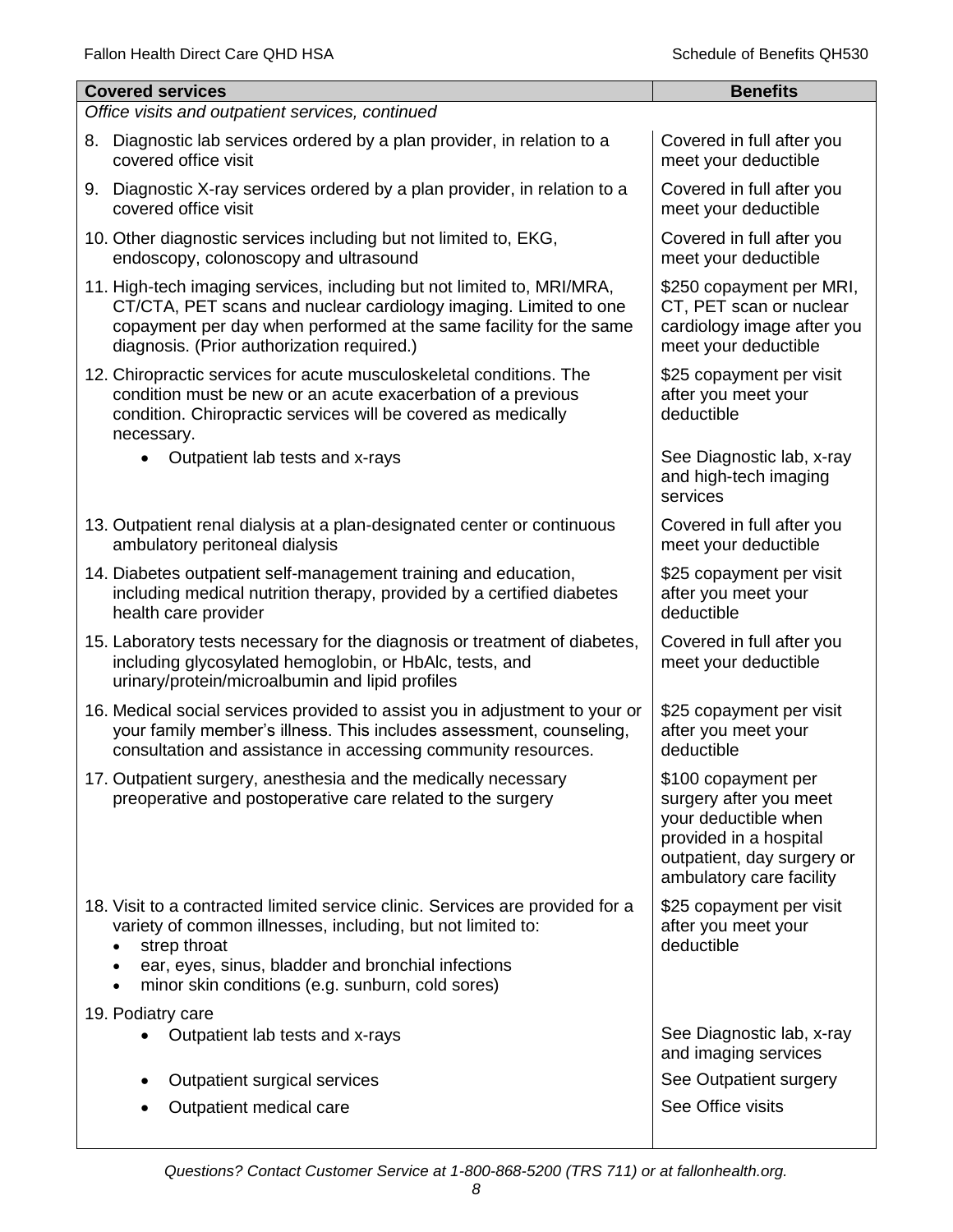| Covered services | Benefits |
|---|---|
| *Office visits and outpatient services, continued* | |
| 8. Diagnostic lab services ordered by a plan provider, in relation to a covered office visit | Covered in full after you meet your deductible |
| 9. Diagnostic X-ray services ordered by a plan provider, in relation to a covered office visit | Covered in full after you meet your deductible |
| 10. Other diagnostic services including but not limited to, EKG, endoscopy, colonoscopy and ultrasound | Covered in full after you meet your deductible |
| 11. High-tech imaging services, including but not limited to, MRI/MRA, CT/CTA, PET scans and nuclear cardiology imaging. Limited to one copayment per day when performed at the same facility for the same diagnosis. (Prior authorization required.) | \$250 copayment per MRI, CT, PET scan or nuclear cardiology image after you meet your deductible |
| 12. Chiropractic services for acute musculoskeletal conditions. The condition must be new or an acute exacerbation of a previous condition. Chiropractic services will be covered as medically necessary. | \$25 copayment per visit after you meet your deductible |
| • Outpatient lab tests and x-rays | See Diagnostic lab, x-ray and high-tech imaging services |
| 13. Outpatient renal dialysis at a plan-designated center or continuous ambulatory peritoneal dialysis | Covered in full after you meet your deductible |
| 14. Diabetes outpatient self-management training and education, including medical nutrition therapy, provided by a certified diabetes health care provider | \$25 copayment per visit after you meet your deductible |
| 15. Laboratory tests necessary for the diagnosis or treatment of diabetes, including glycosylated hemoglobin, or HbAlc, tests, and urinary/protein/microalbumin and lipid profiles | Covered in full after you meet your deductible |
| 16. Medical social services provided to assist you in adjustment to your or your family member's illness. This includes assessment, counseling, consultation and assistance in accessing community resources. | \$25 copayment per visit after you meet your deductible |
| 17. Outpatient surgery, anesthesia and the medically necessary preoperative and postoperative care related to the surgery | \$100 copayment per surgery after you meet your deductible when provided in a hospital outpatient, day surgery or ambulatory care facility |
| 18. Visit to a contracted limited service clinic. Services are provided for a variety of common illnesses, including, but not limited to:<br>• strep throat<br>• ear, eyes, sinus, bladder and bronchial infections<br>• minor skin conditions (e.g. sunburn, cold sores) | \$25 copayment per visit after you meet your deductible |
| 19. Podiatry care | |
| • Outpatient lab tests and x-rays | See Diagnostic lab, x-ray and imaging services |
| • Outpatient surgical services | See Outpatient surgery |
| • Outpatient medical care | See Office visits |

*Questions? Contact Customer Service at 1-800-868-5200 (TRS 711) or at fallonhealth.org.*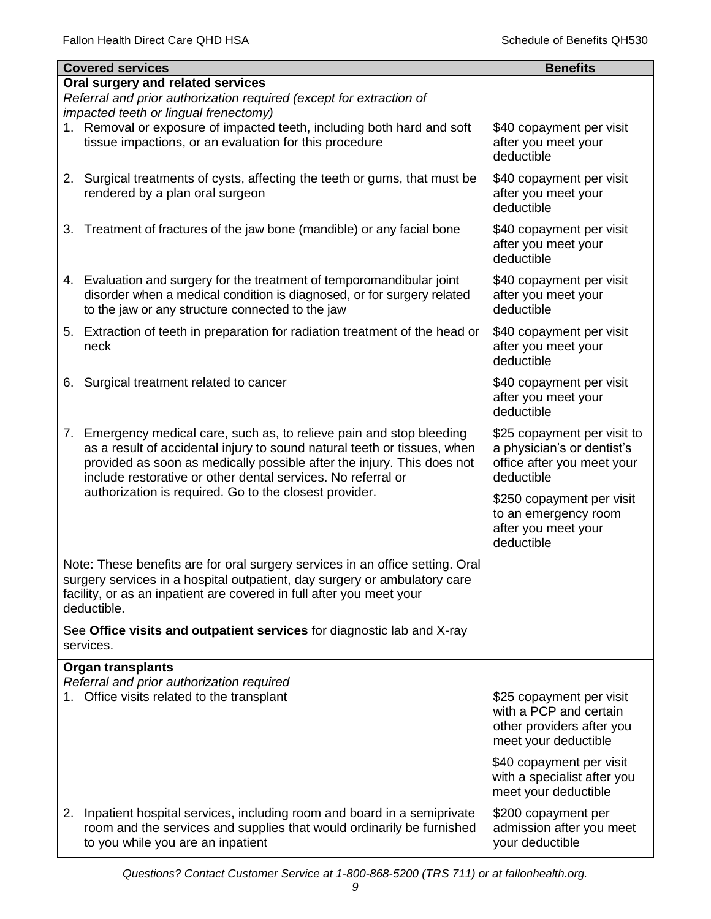| Covered services | Benefits |
| --- | --- |
| **Oral surgery and related services**<br>*Referral and prior authorization required (except for extraction of impacted teeth or lingual frenectomy)* | |
| 1. Removal or exposure of impacted teeth, including both hard and soft tissue impactions, or an evaluation for this procedure | $40 copayment per visit after you meet your deductible |
| 2. Surgical treatments of cysts, affecting the teeth or gums, that must be rendered by a plan oral surgeon | $40 copayment per visit after you meet your deductible |
| 3. Treatment of fractures of the jaw bone (mandible) or any facial bone | $40 copayment per visit after you meet your deductible |
| 4. Evaluation and surgery for the treatment of temporomandibular joint disorder when a medical condition is diagnosed, or for surgery related to the jaw or any structure connected to the jaw | $40 copayment per visit after you meet your deductible |
| 5. Extraction of teeth in preparation for radiation treatment of the head or neck | $40 copayment per visit after you meet your deductible |
| 6. Surgical treatment related to cancer | $40 copayment per visit after you meet your deductible |
| 7. Emergency medical care, such as, to relieve pain and stop bleeding as a result of accidental injury to sound natural teeth or tissues, when provided as soon as medically possible after the injury. This does not include restorative or other dental services. No referral or authorization is required. Go to the closest provider. | $25 copayment per visit to a physician's or dentist's office after you meet your deductible<br><br>$250 copayment per visit to an emergency room after you meet your deductible |
| Note: These benefits are for oral surgery services in an office setting. Oral surgery services in a hospital outpatient, day surgery or ambulatory care facility, or as an inpatient are covered in full after you meet your deductible.<br><br>See **Office visits and outpatient services** for diagnostic lab and X-ray services. | |
| **Organ transplants**<br>*Referral and prior authorization required* | |
| 1. Office visits related to the transplant | $25 copayment per visit with a PCP and certain other providers after you meet your deductible<br><br>$40 copayment per visit with a specialist after you meet your deductible |
| 2. Inpatient hospital services, including room and board in a semiprivate room and the services and supplies that would ordinarily be furnished to you while you are an inpatient | $200 copayment per admission after you meet your deductible |

*Questions? Contact Customer Service at 1-800-868-5200 (TRS 711) or at fallonhealth.org.*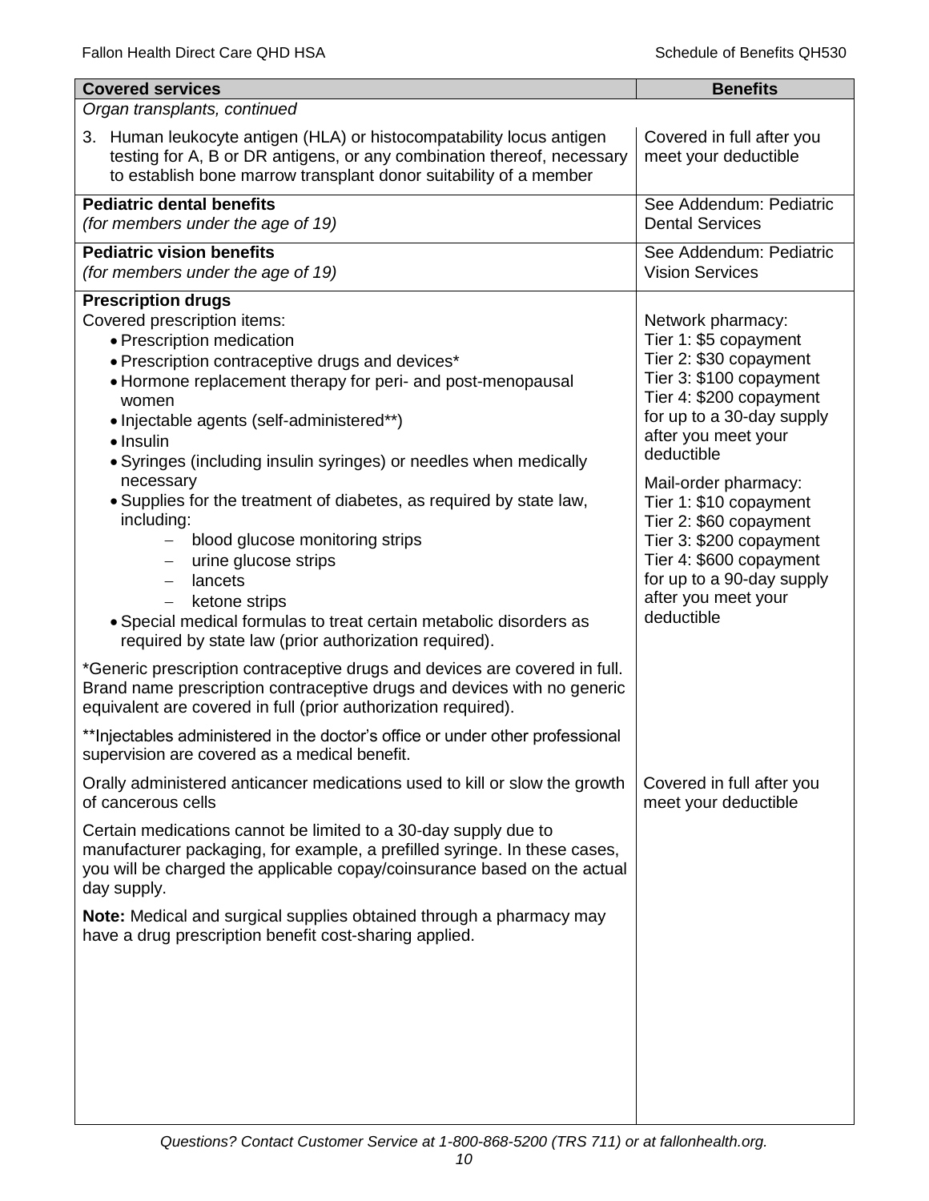| Covered services | Benefits |
|---|---|
| *Organ transplants, continued* | |
| 3. Human leukocyte antigen (HLA) or histocompatability locus antigen testing for A, B or DR antigens, or any combination thereof, necessary to establish bone marrow transplant donor suitability of a member | Covered in full after you meet your deductible |
| **Pediatric dental benefits**<br>*(for members under the age of 19)* | See Addendum: Pediatric Dental Services |
| **Pediatric vision benefits**<br>*(for members under the age of 19)* | See Addendum: Pediatric Vision Services |
| **Prescription drugs**<br>Covered prescription items:<br>• Prescription medication<br>• Prescription contraceptive drugs and devices*<br>• Hormone replacement therapy for peri- and post-menopausal women<br>• Injectable agents (self-administered**)<br>• Insulin<br>• Syringes (including insulin syringes) or needles when medically necessary<br>• Supplies for the treatment of diabetes, as required by state law, including:<br>– blood glucose monitoring strips<br>– urine glucose strips<br>– lancets<br>– ketone strips<br>• Special medical formulas to treat certain metabolic disorders as required by state law (prior authorization required).<br><br>*Generic prescription contraceptive drugs and devices are covered in full. Brand name prescription contraceptive drugs and devices with no generic equivalent are covered in full (prior authorization required).<br><br>**Injectables administered in the doctor's office or under other professional supervision are covered as a medical benefit. | Network pharmacy:<br>Tier 1: $5 copayment<br>Tier 2: $30 copayment<br>Tier 3: $100 copayment<br>Tier 4: $200 copayment<br>for up to a 30-day supply after you meet your deductible<br><br>Mail-order pharmacy:<br>Tier 1: $10 copayment<br>Tier 2: $60 copayment<br>Tier 3: $200 copayment<br>Tier 4: $600 copayment<br>for up to a 90-day supply after you meet your deductible |
| Orally administered anticancer medications used to kill or slow the growth of cancerous cells<br><br>Certain medications cannot be limited to a 30-day supply due to manufacturer packaging, for example, a prefilled syringe. In these cases, you will be charged the applicable copay/coinsurance based on the actual day supply.<br><br>**Note:** Medical and surgical supplies obtained through a pharmacy may have a drug prescription benefit cost-sharing applied. | Covered in full after you meet your deductible |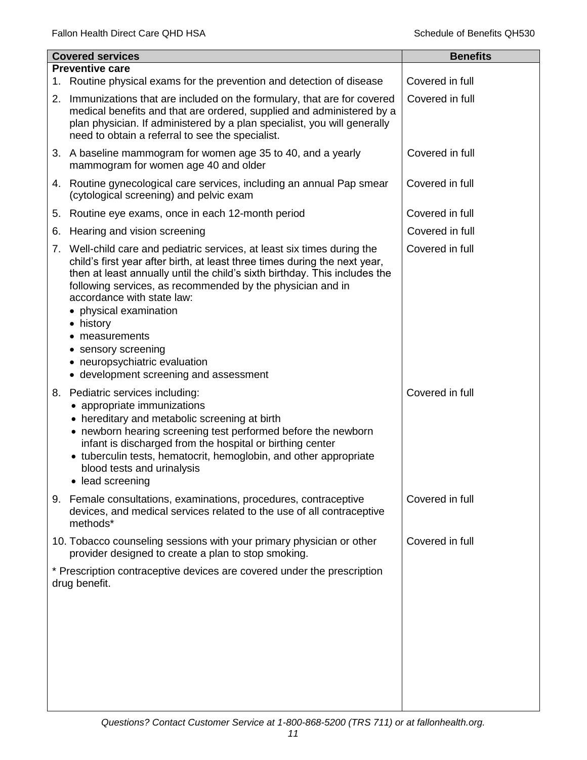| Covered services | Benefits |
|---|---|
| **Preventive care** | |
| 1. Routine physical exams for the prevention and detection of disease | Covered in full |
| 2. Immunizations that are included on the formulary, that are for covered medical benefits and that are ordered, supplied and administered by a plan physician. If administered by a plan specialist, you will generally need to obtain a referral to see the specialist. | Covered in full |
| 3. A baseline mammogram for women age 35 to 40, and a yearly mammogram for women age 40 and older | Covered in full |
| 4. Routine gynecological care services, including an annual Pap smear (cytological screening) and pelvic exam | Covered in full |
| 5. Routine eye exams, once in each 12-month period | Covered in full |
| 6. Hearing and vision screening | Covered in full |
| 7. Well-child care and pediatric services, at least six times during the child's first year after birth, at least three times during the next year, then at least annually until the child's sixth birthday. This includes the following services, as recommended by the physician and in accordance with state law: <br>• physical examination <br>• history <br>• measurements <br>• sensory screening <br>• neuropsychiatric evaluation <br>• development screening and assessment | Covered in full |
| 8. Pediatric services including: <br>• appropriate immunizations <br>• hereditary and metabolic screening at birth <br>• newborn hearing screening test performed before the newborn infant is discharged from the hospital or birthing center <br>• tuberculin tests, hematocrit, hemoglobin, and other appropriate blood tests and urinalysis <br>• lead screening | Covered in full |
| 9. Female consultations, examinations, procedures, contraceptive devices, and medical services related to the use of all contraceptive methods* | Covered in full |
| 10. Tobacco counseling sessions with your primary physician or other provider designed to create a plan to stop smoking. | Covered in full |
| * Prescription contraceptive devices are covered under the prescription drug benefit. | |

*Questions? Contact Customer Service at 1-800-868-5200 (TRS 711) or at fallonhealth.org.*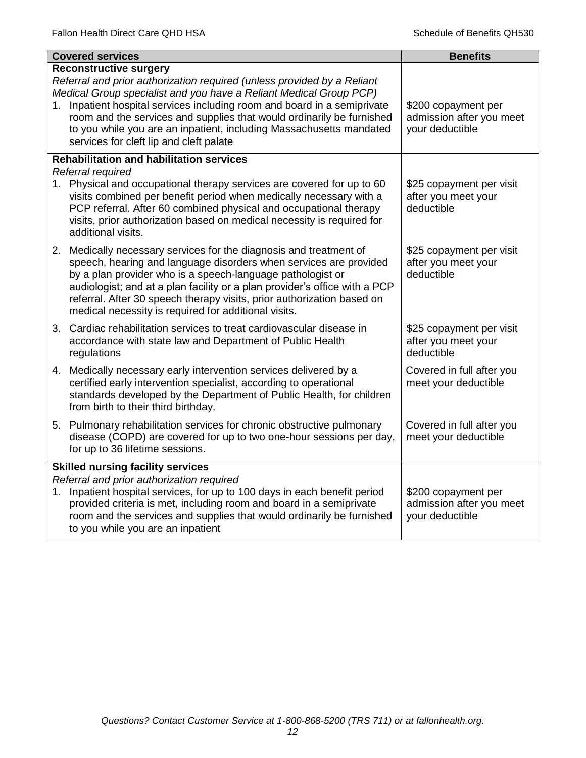| Covered services | Benefits |
|---|---|
| **Reconstructive surgery**<br>*Referral and prior authorization required (unless provided by a Reliant Medical Group specialist and you have a Reliant Medical Group PCP)* | |
| 1. Inpatient hospital services including room and board in a semiprivate room and the services and supplies that would ordinarily be furnished to you while you are an inpatient, including Massachusetts mandated services for cleft lip and cleft palate | \$200 copayment per admission after you meet your deductible |
| **Rehabilitation and habilitation services**<br>*Referral required* | |
| 1. Physical and occupational therapy services are covered for up to 60 visits combined per benefit period when medically necessary with a PCP referral. After 60 combined physical and occupational therapy visits, prior authorization based on medical necessity is required for additional visits. | \$25 copayment per visit after you meet your deductible |
| 2. Medically necessary services for the diagnosis and treatment of speech, hearing and language disorders when services are provided by a plan provider who is a speech-language pathologist or audiologist; and at a plan facility or a plan provider's office with a PCP referral. After 30 speech therapy visits, prior authorization based on medical necessity is required for additional visits. | \$25 copayment per visit after you meet your deductible |
| 3. Cardiac rehabilitation services to treat cardiovascular disease in accordance with state law and Department of Public Health regulations | \$25 copayment per visit after you meet your deductible |
| 4. Medically necessary early intervention services delivered by a certified early intervention specialist, according to operational standards developed by the Department of Public Health, for children from birth to their third birthday. | Covered in full after you meet your deductible |
| 5. Pulmonary rehabilitation services for chronic obstructive pulmonary disease (COPD) are covered for up to two one-hour sessions per day, for up to 36 lifetime sessions. | Covered in full after you meet your deductible |
| **Skilled nursing facility services**<br>*Referral and prior authorization required* | |
| 1. Inpatient hospital services, for up to 100 days in each benefit period provided criteria is met, including room and board in a semiprivate room and the services and supplies that would ordinarily be furnished to you while you are an inpatient | \$200 copayment per admission after you meet your deductible |

*Questions? Contact Customer Service at 1-800-868-5200 (TRS 711) or at fallonhealth.org.*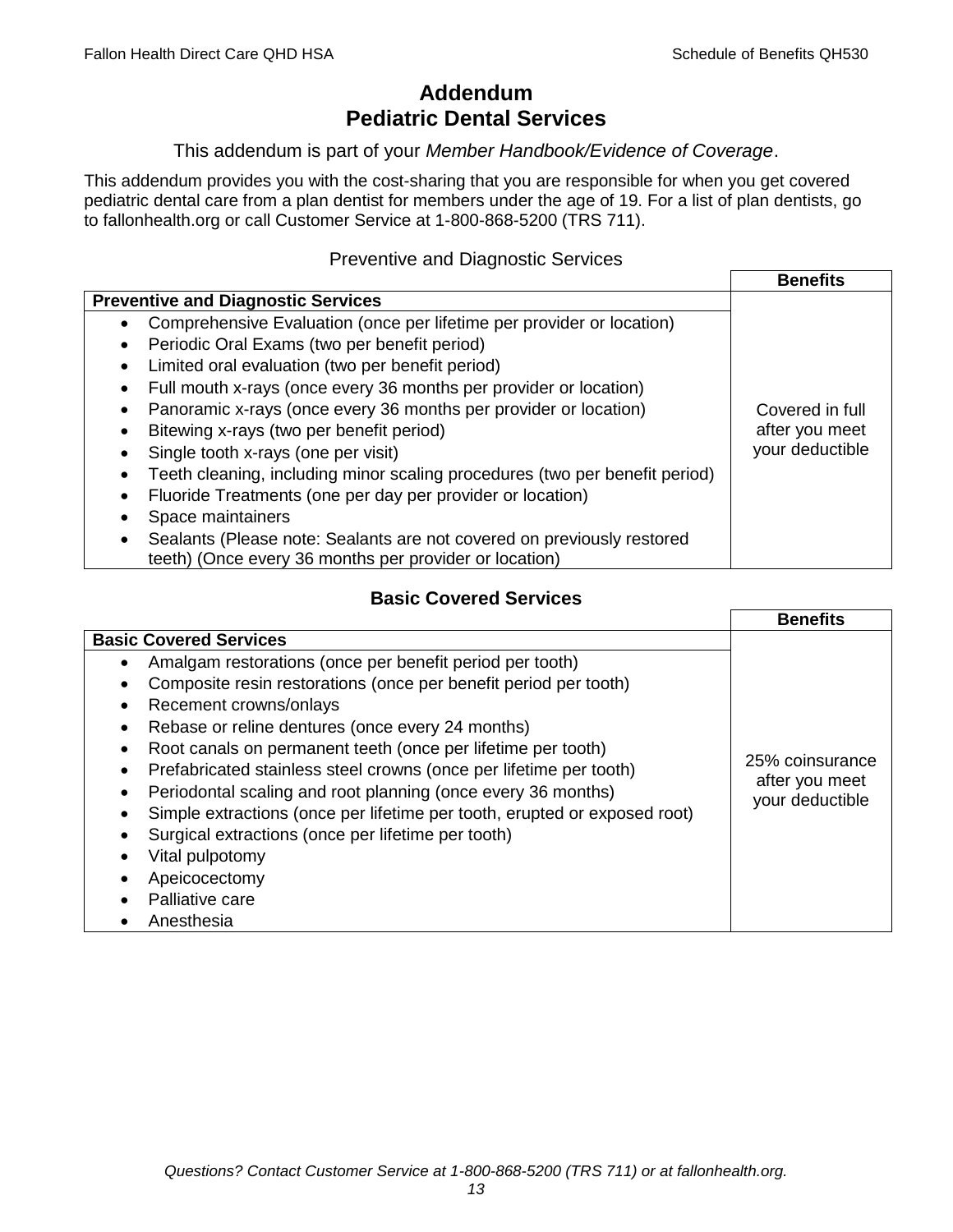# Addendum
# Pediatric Dental Services

This addendum is part of your *Member Handbook/Evidence of Coverage*.

This addendum provides you with the cost-sharing that you are responsible for when you get covered pediatric dental care from a plan dentist for members under the age of 19. For a list of plan dentists, go to fallonhealth.org or call Customer Service at 1-800-868-5200 (TRS 711).

## Preventive and Diagnostic Services

| **Preventive and Diagnostic Services** | **Benefits** |
|---|---|
| • Comprehensive Evaluation (once per lifetime per provider or location)<br>• Periodic Oral Exams (two per benefit period)<br>• Limited oral evaluation (two per benefit period)<br>• Full mouth x-rays (once every 36 months per provider or location)<br>• Panoramic x-rays (once every 36 months per provider or location)<br>• Bitewing x-rays (two per benefit period)<br>• Single tooth x-rays (one per visit)<br>• Teeth cleaning, including minor scaling procedures (two per benefit period)<br>• Fluoride Treatments (one per day per provider or location)<br>• Space maintainers<br>• Sealants (Please note: Sealants are not covered on previously restored teeth) (Once every 36 months per provider or location) | Covered in full after you meet your deductible |

## Basic Covered Services

| **Basic Covered Services** | **Benefits** |
|---|---|
| • Amalgam restorations (once per benefit period per tooth)<br>• Composite resin restorations (once per benefit period per tooth)<br>• Recement crowns/onlays<br>• Rebase or reline dentures (once every 24 months)<br>• Root canals on permanent teeth (once per lifetime per tooth)<br>• Prefabricated stainless steel crowns (once per lifetime per tooth)<br>• Periodontal scaling and root planning (once every 36 months)<br>• Simple extractions (once per lifetime per tooth, erupted or exposed root)<br>• Surgical extractions (once per lifetime per tooth)<br>• Vital pulpotomy<br>• Apeicocectomy<br>• Palliative care<br>• Anesthesia | 25% coinsurance after you meet your deductible |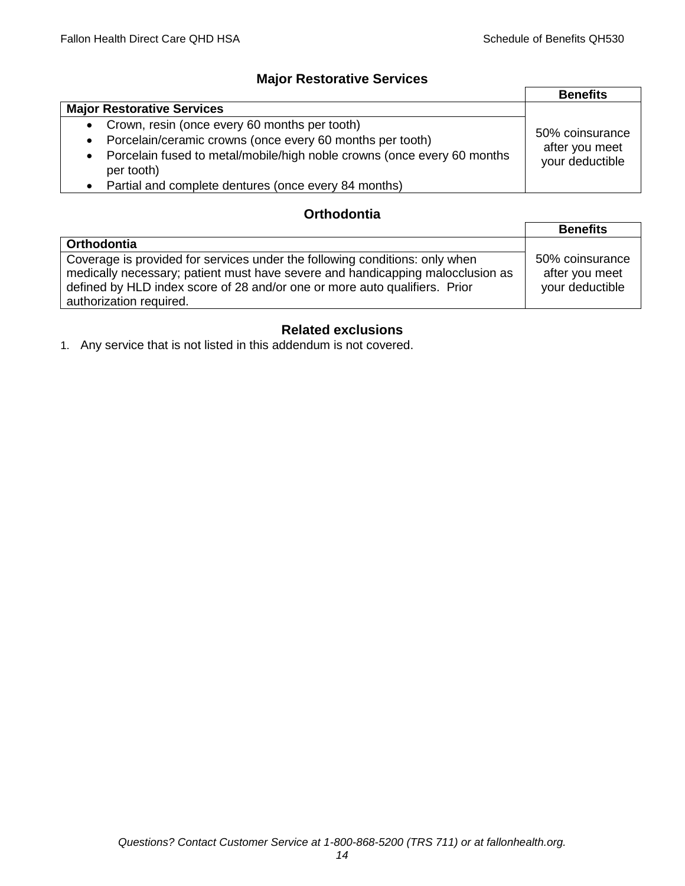## Major Restorative Services

| | Benefits |
|---|---|
| **Major Restorative Services** | 50% coinsurance after you meet your deductible |
| • Crown, resin (once every 60 months per tooth)<br>• Porcelain/ceramic crowns (once every 60 months per tooth)<br>• Porcelain fused to metal/mobile/high noble crowns (once every 60 months per tooth)<br>• Partial and complete dentures (once every 84 months) | |

## Orthodontia

| | Benefits |
|---|---|
| **Orthodontia** | 50% coinsurance after you meet your deductible |
| Coverage is provided for services under the following conditions: only when medically necessary; patient must have severe and handicapping malocclusion as defined by HLD index score of 28 and/or one or more auto qualifiers. Prior authorization required. | |

## Related exclusions

1. Any service that is not listed in this addendum is not covered.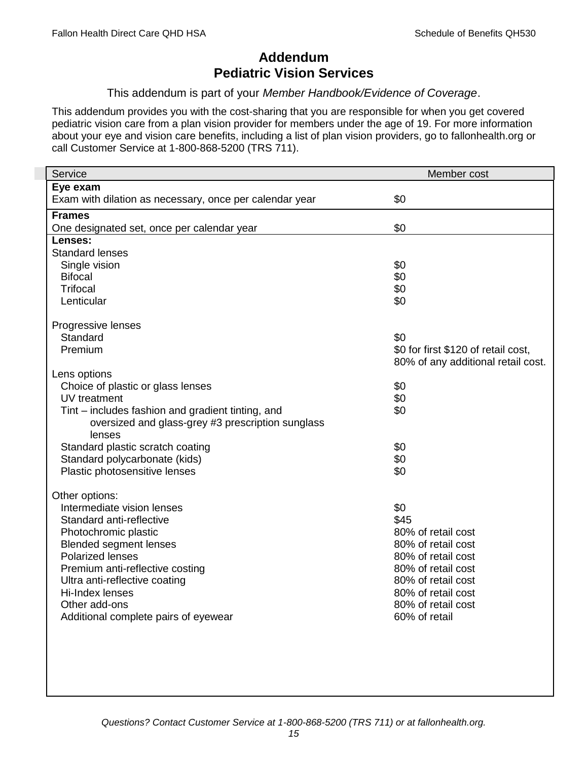# Addendum
# Pediatric Vision Services

This addendum is part of your *Member Handbook/Evidence of Coverage*.

This addendum provides you with the cost-sharing that you are responsible for when you get covered pediatric vision care from a plan vision provider for members under the age of 19. For more information about your eye and vision care benefits, including a list of plan vision providers, go to fallonhealth.org or call Customer Service at 1-800-868-5200 (TRS 711).

| Service | Member cost |
|---|---|
| **Eye exam** | |
| Exam with dilation as necessary, once per calendar year | $0 |
| **Frames** | |
| One designated set, once per calendar year | $0 |
| **Lenses:** | |
| Standard lenses | |
| Single vision | $0 |
| Bifocal | $0 |
| Trifocal | $0 |
| Lenticular | $0 |
| Progressive lenses | |
| Standard | $0 |
| Premium | $0 for first $120 of retail cost, 80% of any additional retail cost. |
| Lens options | |
| Choice of plastic or glass lenses | $0 |
| UV treatment | $0 |
| Tint – includes fashion and gradient tinting, and oversized and glass-grey #3 prescription sunglass lenses | $0 |
| Standard plastic scratch coating | $0 |
| Standard polycarbonate (kids) | $0 |
| Plastic photosensitive lenses | $0 |
| Other options: | |
| Intermediate vision lenses | $0 |
| Standard anti-reflective | $45 |
| Photochromic plastic | 80% of retail cost |
| Blended segment lenses | 80% of retail cost |
| Polarized lenses | 80% of retail cost |
| Premium anti-reflective costing | 80% of retail cost |
| Ultra anti-reflective coating | 80% of retail cost |
| Hi-Index lenses | 80% of retail cost |
| Other add-ons | 80% of retail cost |
| Additional complete pairs of eyewear | 60% of retail |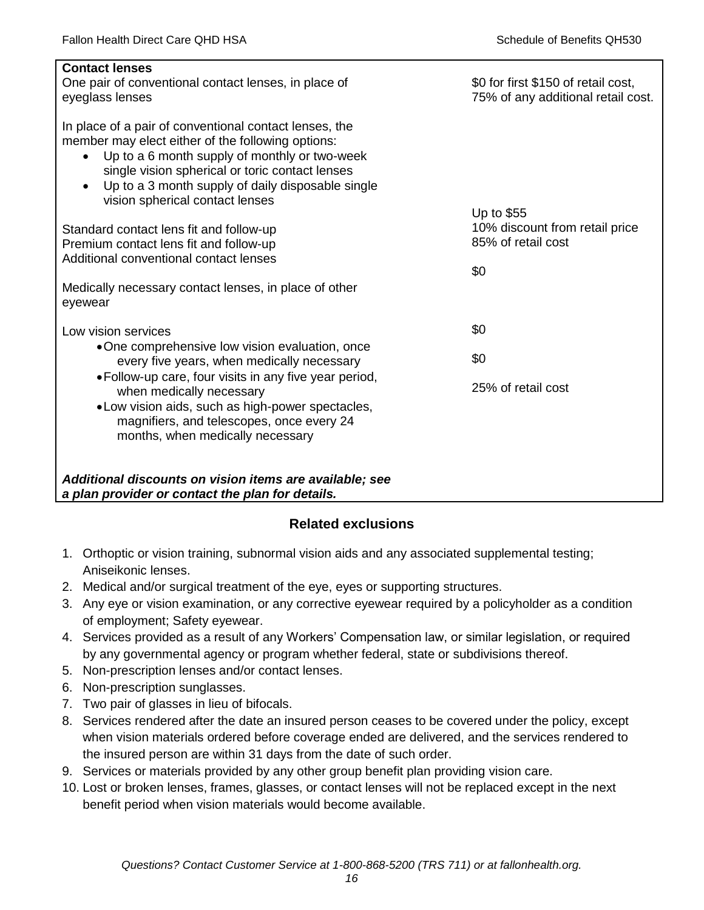| **Contact lenses** | |
|---|---|
| One pair of conventional contact lenses, in place of eyeglass lenses | \$0 for first \$150 of retail cost, 75% of any additional retail cost. |
| In place of a pair of conventional contact lenses, the member may elect either of the following options:<br>• Up to a 6 month supply of monthly or two-week single vision spherical or toric contact lenses<br>• Up to a 3 month supply of daily disposable single vision spherical contact lenses | |
| Standard contact lens fit and follow-up | Up to \$55 |
| Premium contact lens fit and follow-up | 10% discount from retail price |
| Additional conventional contact lenses | 85% of retail cost |
| Medically necessary contact lenses, in place of other eyewear | \$0 |
| Low vision services | |
| • One comprehensive low vision evaluation, once every five years, when medically necessary | \$0 |
| • Follow-up care, four visits in any five year period, when medically necessary | \$0 |
| • Low vision aids, such as high-power spectacles, magnifiers, and telescopes, once every 24 months, when medically necessary | 25% of retail cost |
| ***Additional discounts on vision items are available; see a plan provider or contact the plan for details.*** | |

## Related exclusions

1. Orthoptic or vision training, subnormal vision aids and any associated supplemental testing; Aniseikonic lenses.
2. Medical and/or surgical treatment of the eye, eyes or supporting structures.
3. Any eye or vision examination, or any corrective eyewear required by a policyholder as a condition of employment; Safety eyewear.
4. Services provided as a result of any Workers' Compensation law, or similar legislation, or required by any governmental agency or program whether federal, state or subdivisions thereof.
5. Non-prescription lenses and/or contact lenses.
6. Non-prescription sunglasses.
7. Two pair of glasses in lieu of bifocals.
8. Services rendered after the date an insured person ceases to be covered under the policy, except when vision materials ordered before coverage ended are delivered, and the services rendered to the insured person are within 31 days from the date of such order.
9. Services or materials provided by any other group benefit plan providing vision care.
10. Lost or broken lenses, frames, glasses, or contact lenses will not be replaced except in the next benefit period when vision materials would become available.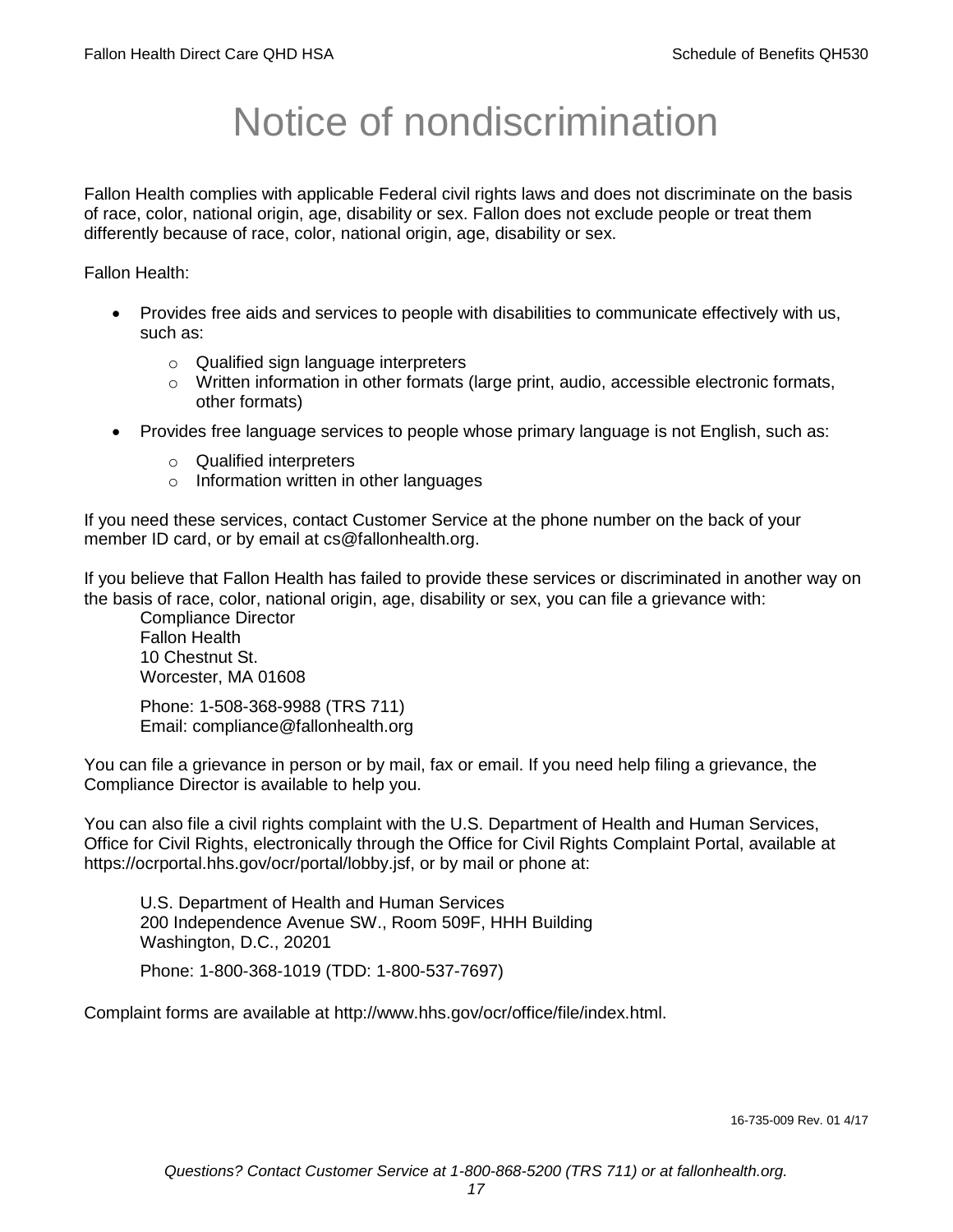# Notice of nondiscrimination

Fallon Health complies with applicable Federal civil rights laws and does not discriminate on the basis of race, color, national origin, age, disability or sex. Fallon does not exclude people or treat them differently because of race, color, national origin, age, disability or sex.

Fallon Health:

- Provides free aids and services to people with disabilities to communicate effectively with us, such as:
  - Qualified sign language interpreters
  - Written information in other formats (large print, audio, accessible electronic formats, other formats)
- Provides free language services to people whose primary language is not English, such as:
  - Qualified interpreters
  - Information written in other languages

If you need these services, contact Customer Service at the phone number on the back of your member ID card, or by email at cs@fallonhealth.org.

If you believe that Fallon Health has failed to provide these services or discriminated in another way on the basis of race, color, national origin, age, disability or sex, you can file a grievance with:

Compliance Director
Fallon Health
10 Chestnut St.
Worcester, MA 01608

Phone: 1-508-368-9988 (TRS 711)
Email: compliance@fallonhealth.org

You can file a grievance in person or by mail, fax or email. If you need help filing a grievance, the Compliance Director is available to help you.

You can also file a civil rights complaint with the U.S. Department of Health and Human Services, Office for Civil Rights, electronically through the Office for Civil Rights Complaint Portal, available at https://ocrportal.hhs.gov/ocr/portal/lobby.jsf, or by mail or phone at:

U.S. Department of Health and Human Services
200 Independence Avenue SW., Room 509F, HHH Building
Washington, D.C., 20201

Phone: 1-800-368-1019 (TDD: 1-800-537-7697)

Complaint forms are available at http://www.hhs.gov/ocr/office/file/index.html.

16-735-009 Rev. 01 4/17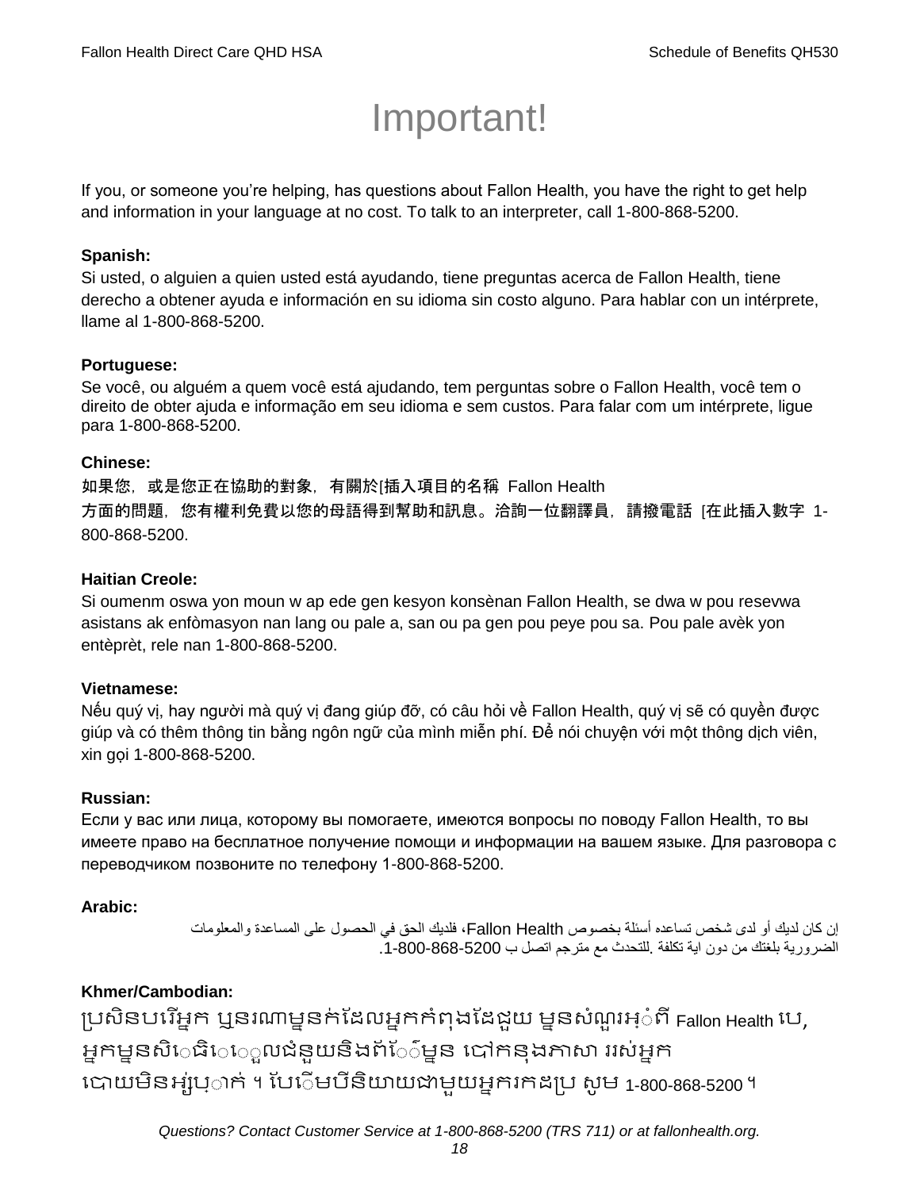# Important!

If you, or someone you're helping, has questions about Fallon Health, you have the right to get help and information in your language at no cost. To talk to an interpreter, call 1-800-868-5200.

**Spanish:**
Si usted, o alguien a quien usted está ayudando, tiene preguntas acerca de Fallon Health, tiene derecho a obtener ayuda e información en su idioma sin costo alguno. Para hablar con un intérprete, llame al 1-800-868-5200.

**Portuguese:**
Se você, ou alguém a quem você está ajudando, tem perguntas sobre o Fallon Health, você tem o direito de obter ajuda e informação em seu idioma e sem custos. Para falar com um intérprete, ligue para 1-800-868-5200.

**Chinese:**
如果您，或是您正在協助的對象，有關於[插入項目的名稱 Fallon Health 方面的問題，您有權利免費以您的母語得到幫助和訊息。洽詢一位翻譯員，請撥電話 [在此插入數字 1-800-868-5200.

**Haitian Creole:**
Si oumenm oswa yon moun w ap ede gen kesyon konsènan Fallon Health, se dwa w pou resevwa asistans ak enfòmasyon nan lang ou pale a, san ou pa gen pou peye pou sa. Pou pale avèk yon entèprèt, rele nan 1-800-868-5200.

**Vietnamese:**
Nếu quý vị, hay người mà quý vị đang giúp đỡ, có câu hỏi về Fallon Health, quý vị sẽ có quyền được giúp và có thêm thông tin bằng ngôn ngữ của mình miễn phí. Để nói chuyện với một thông dịch viên, xin gọi 1-800-868-5200.

**Russian:**
Если у вас или лица, которому вы помогаете, имеются вопросы по поводу Fallon Health, то вы имеете право на бесплатное получение помощи и информации на вашем языке. Для разговора с переводчиком позвоните по телефону 1-800-868-5200.

**Arabic:**
إن كان لديك أو لدى شخص تساعده أسئلة بخصوص Fallon Health، فلديك الحق في الحصول على المساعدة والمعلومات الضرورية بلغتك من دون اية تكلفة .للتحدث مع مترجم اتصل ب 1-800-868-5200.

**Khmer/Cambodian:**
ប្រសិនបរើអ្នក ឬនរណាម្នាក់ដែលអ្នកកំពុងដែជួយ ម្ននសំណួរអ្ំពី Fallon Health បេ, អ្នកម្ននសិេធិេេួលជំនួយនិងព័េ៌ម្នន បៅកនុងភាសា ររស់អ្នក បោយមិនអ្ស់រុ្ាក់ ។ បែេើមបីនិយាយជាមួយអ្នករកដប្រ សូម 1-800-868-5200 ។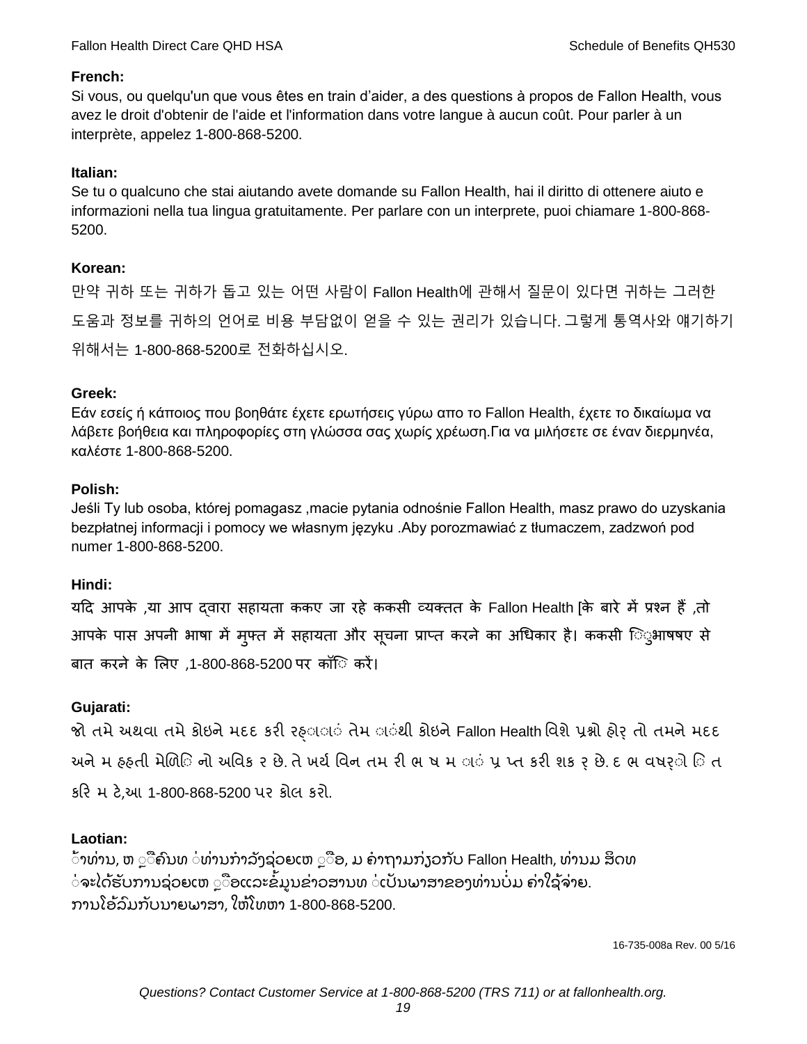**French:**
Si vous, ou quelqu'un que vous êtes en train d'aider, a des questions à propos de Fallon Health, vous avez le droit d'obtenir de l'aide et l'information dans votre langue à aucun coût. Pour parler à un interprète, appelez 1-800-868-5200.

**Italian:**
Se tu o qualcuno che stai aiutando avete domande su Fallon Health, hai il diritto di ottenere aiuto e informazioni nella tua lingua gratuitamente. Per parlare con un interprete, puoi chiamare 1-800-868-5200.

**Korean:**
만약 귀하 또는 귀하가 돕고 있는 어떤 사람이 Fallon Health에 관해서 질문이 있다면 귀하는 그러한 도움과 정보를 귀하의 언어로 비용 부담없이 얻을 수 있는 권리가 있습니다. 그렇게 통역사와 얘기하기 위해서는 1-800-868-5200로 전화하십시오.

**Greek:**
Εάν εσείς ή κάποιος που βοηθάτε έχετε ερωτήσεις γύρω απο το Fallon Health, έχετε το δικαίωμα να λάβετε βοήθεια και πληροφορίες στη γλώσσα σας χωρίς χρέωση.Για να μιλήσετε σε έναν διερμηνέα, καλέστε 1-800-868-5200.

**Polish:**
Jeśli Ty lub osoba, której pomagasz ,macie pytania odnośnie Fallon Health, masz prawo do uzyskania bezpłatnej informacji i pomocy we własnym języku .Aby porozmawiać z tłumaczem, zadzwoń pod numer 1-800-868-5200.

**Hindi:**
यदि आपके ,या आप द्वारा सहायता ककए जा रहे ककसी व्यक्तत के Fallon Health [के बारे में प्रश्न हैं ,तो आपके पास अपनी भाषा में मुफ्त में सहायता और सूचना प्राप्त करने का अधिकार है। ककसी िुभाषषए से बात करने के लिए ,1-800-868-5200 पर कॉि करें।

**Gujarati:**
જો તમે અથવા તમે કોઇને મદદ કરી રહ્યાં તેમ ાંથી કોઇને Fallon Health વિશે પ્રશ્નો હોર્ તો તમને મદદ અને મ હહતી મેળિ નો અવિક ર છે. તે ખર્ચ વિન તમ રી ભ ષ મ ાં પ્ર પ્ત કરી શક ર્ છે. દ ભ વષર્ો િ ત કરિ મ ટે,આ 1-800-868-5200 પર કોલ કરો.

**Laotian:**
້າທ່ານ, ຫ ຼືຄົນທ ່ທ່ານກໍາລັງຊ່ວຍເຫ ຼືອ, ມ ຄໍາຖາມກ່ຽວກັບ Fallon Health, ທ່ານມ ສິດທ ່ຈະໄດ້ຮັບການຊ່ວຍເຫ ຼືອແລະຂໍ້ມູນຂ່າວສານທ ່ເປັນພາສາຂອງທ່ານບໍ່ມ ຄ່າໃຊ້ຈ່າຍ. ການໂອ້ລົມກັບນາຍພາສາ, ໃຫ້ໂທຫາ 1-800-868-5200.

16-735-008a Rev. 00 5/16

*Questions? Contact Customer Service at 1-800-868-5200 (TRS 711) or at fallonhealth.org.*